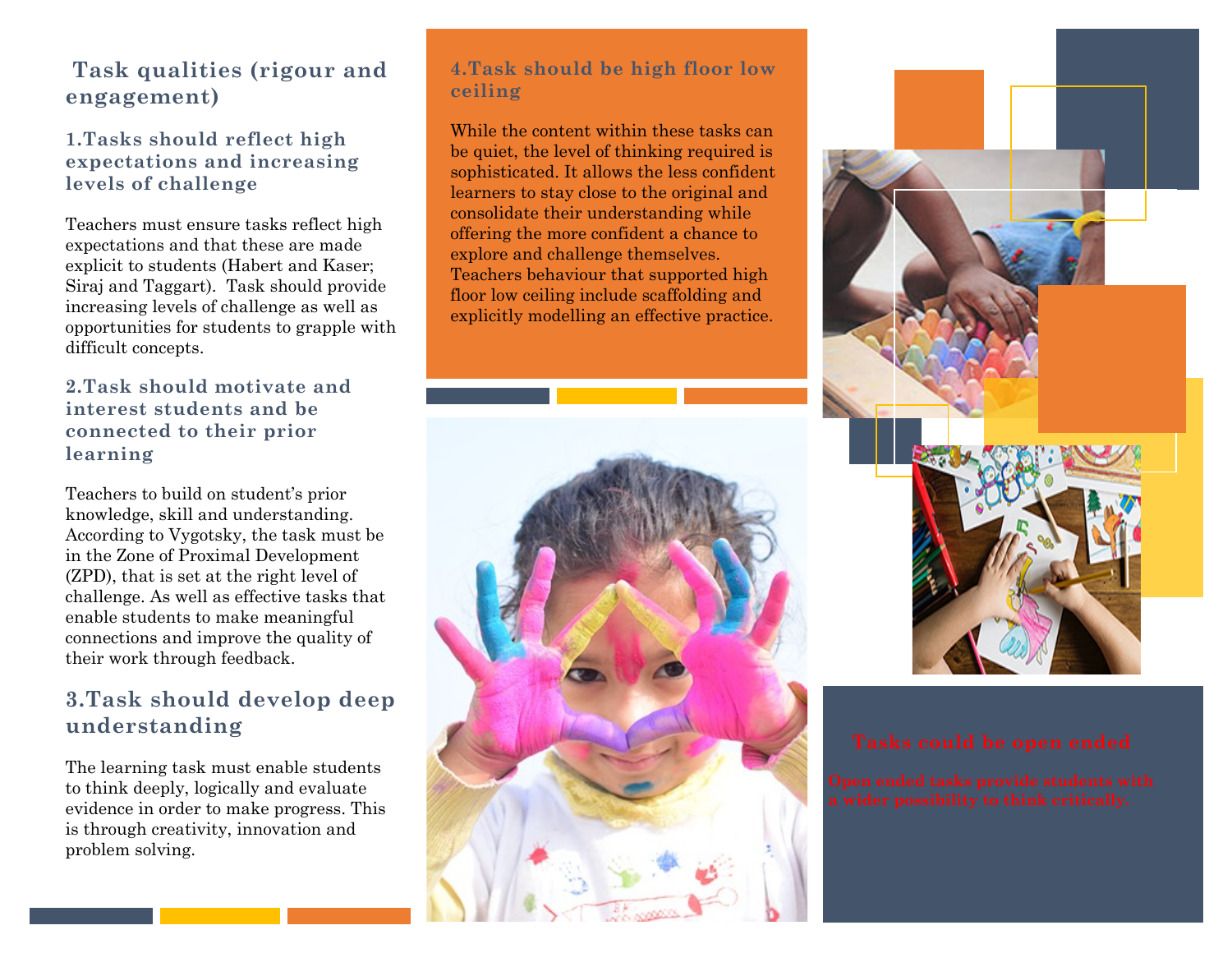## Task qualities (rigour and engagement)

### 1.Tasks should reflect high expectations and increasing levels of challenge

Teachers must ensure tasks reflect high expectations and that these are made explicit to students (Habert and Kaser; Siraj and Taggart). Task should provide increasing levels of challenge as well as opportunities for students to grapple with difficult concepts.

### 2.Task should motivate and interest students and be connected to their prior learning

Teachers to build on student's prior knowledge, skill and understanding. According to Vygotsky, the task must be in the Zone of Proximal Development (ZPD), that is set at the right level of challenge. As well as effective tasks that enable students to make meaningful connections and improve the quality of their work through feedback.

### 3.Task should develop deep understanding

The learning task must enable students to think deeply, logically and evaluate evidence in order to make progress. This is through creativity, innovation and problem solving.

### 4.Task should be high floor low ceiling

While the content within these tasks can be quiet, the level of thinking required is sophisticated. It allows the less confident learners to stay close to the original and consolidate their understanding while offering the more confident a chance to explore and challenge themselves. Teachers behaviour that supported high floor low ceiling include scaffolding and explicitly modelling an effective practice.

### Tasks could be open ended

Open ended tasks provide students with a wider possibility to think critically.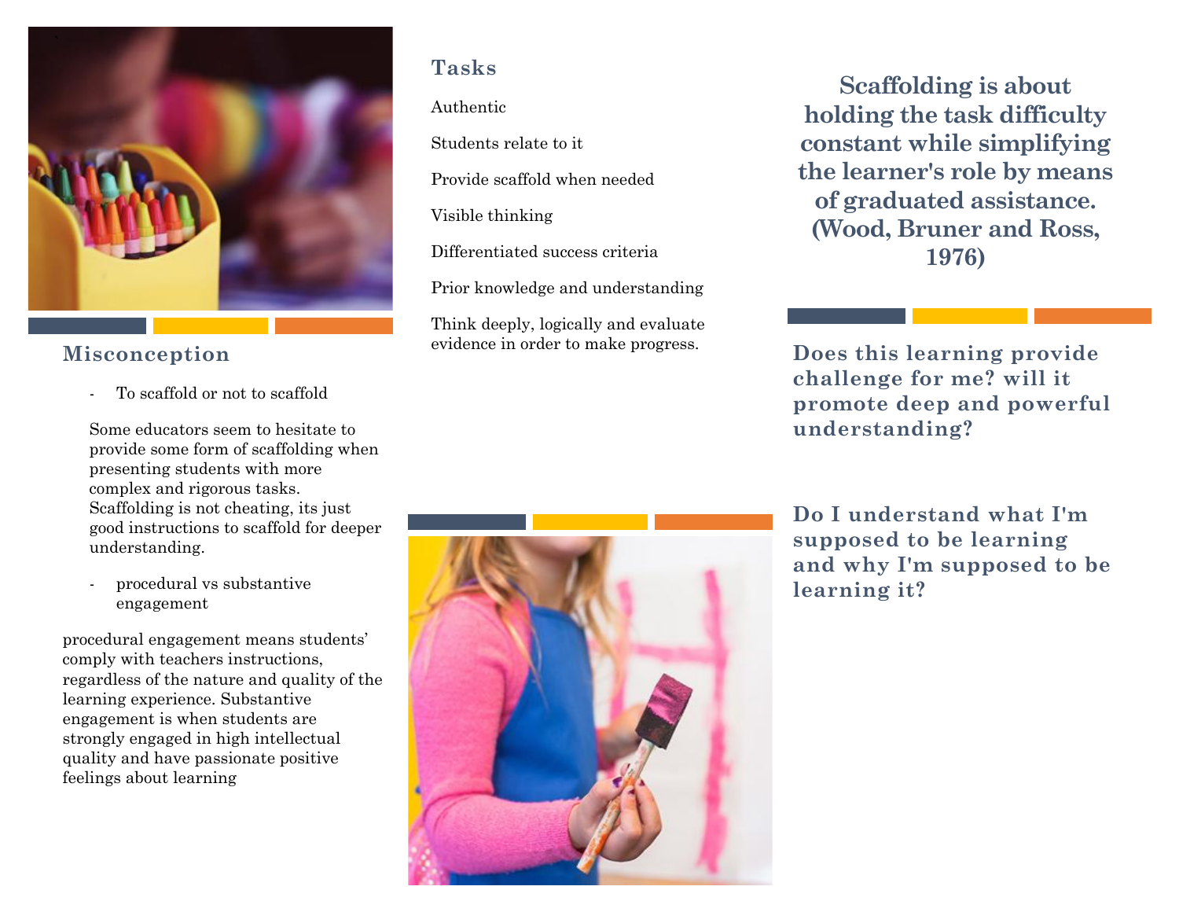## Misconception

- To scaffold or not to scaffold

Some educators seem to hesitate to provide some form of scaffolding when presenting students with more complex and rigorous tasks. Scaffolding is not cheating, its just good instructions to scaffold for deeper understanding.

- procedural vs substantive engagement

procedural engagement means students' comply with teachers instructions, regardless of the nature and quality of the learning experience. Substantive engagement is when students are strongly engaged in high intellectual quality and have passionate positive feelings about learning

## Tasks

Authentic

Students relate to it

Provide scaffold when needed

Visible thinking

Differentiated success criteria

Prior knowledge and understanding

Think deeply, logically and evaluate evidence in order to make progress.

**Scaffolding is about holding the task difficulty constant while simplifying the learner's role by means of graduated assistance. (Wood, Bruner and Ross, 1976)**

**Does this learning provide challenge for me? will it promote deep and powerful understanding?**

**Do I understand what I'm supposed to be learning and why I'm supposed to be learning it?**